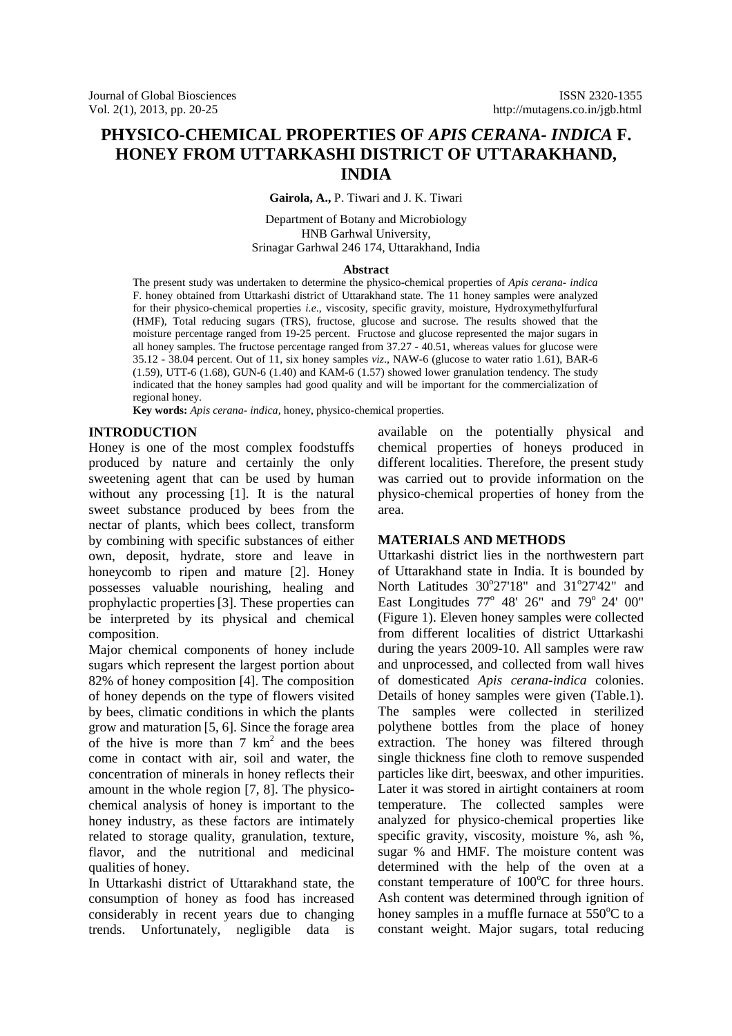# PHYSICO-CHEMICAL PROPERTIES OF *APIS CERANA- INDICA* F. HONEY FROM UTTARKASHI DISTRICT OF UTTARAKHAND, INDIA

**Gairola, A.,** P. Tiwari and J. K. Tiwari

Department of Botany and Microbiology
HNB Garhwal University,
Srinagar Garhwal 246 174, Uttarakhand, India

## Abstract

The present study was undertaken to determine the physico-chemical properties of *Apis cerana- indica* F. honey obtained from Uttarkashi district of Uttarakhand state. The 11 honey samples were analyzed for their physico-chemical properties *i.e.*, viscosity, specific gravity, moisture, Hydroxymethylfurfural (HMF), Total reducing sugars (TRS), fructose, glucose and sucrose. The results showed that the moisture percentage ranged from 19-25 percent. Fructose and glucose represented the major sugars in all honey samples. The fructose percentage ranged from 37.27 - 40.51, whereas values for glucose were 35.12 - 38.04 percent. Out of 11, six honey samples *viz*., NAW-6 (glucose to water ratio 1.61), BAR-6 (1.59), UTT-6 (1.68), GUN-6 (1.40) and KAM-6 (1.57) showed lower granulation tendency. The study indicated that the honey samples had good quality and will be important for the commercialization of regional honey.

**Key words:** *Apis cerana- indica,* honey, physico-chemical properties.

## INTRODUCTION

Honey is one of the most complex foodstuffs produced by nature and certainly the only sweetening agent that can be used by human without any processing [1]. It is the natural sweet substance produced by bees from the nectar of plants, which bees collect, transform by combining with specific substances of either own, deposit, hydrate, store and leave in honeycomb to ripen and mature [2]. Honey possesses valuable nourishing, healing and prophylactic properties [3]. These properties can be interpreted by its physical and chemical composition.

Major chemical components of honey include sugars which represent the largest portion about 82% of honey composition [4]. The composition of honey depends on the type of flowers visited by bees, climatic conditions in which the plants grow and maturation [5, 6]. Since the forage area of the hive is more than 7 $km^2$ and the bees come in contact with air, soil and water, the concentration of minerals in honey reflects their amount in the whole region [7, 8]. The physico-chemical analysis of honey is important to the honey industry, as these factors are intimately related to storage quality, granulation, texture, flavor, and the nutritional and medicinal qualities of honey.

In Uttarkashi district of Uttarakhand state, the consumption of honey as food has increased considerably in recent years due to changing trends. Unfortunately, negligible data is available on the potentially physical and chemical properties of honeys produced in different localities. Therefore, the present study was carried out to provide information on the physico-chemical properties of honey from the area.

## MATERIALS AND METHODS

Uttarkashi district lies in the northwestern part of Uttarakhand state in India. It is bounded by North Latitudes 30°27'18" and 31°27'42" and East Longitudes 77° 48' 26" and 79° 24' 00" (Figure 1). Eleven honey samples were collected from different localities of district Uttarkashi during the years 2009-10. All samples were raw and unprocessed, and collected from wall hives of domesticated *Apis cerana-indica* colonies. Details of honey samples were given (Table.1). The samples were collected in sterilized polythene bottles from the place of honey extraction. The honey was filtered through single thickness fine cloth to remove suspended particles like dirt, beeswax, and other impurities. Later it was stored in airtight containers at room temperature. The collected samples were analyzed for physico-chemical properties like specific gravity, viscosity, moisture %, ash %, sugar % and HMF. The moisture content was determined with the help of the oven at a constant temperature of 100°C for three hours. Ash content was determined through ignition of honey samples in a muffle furnace at 550°C to a constant weight. Major sugars, total reducing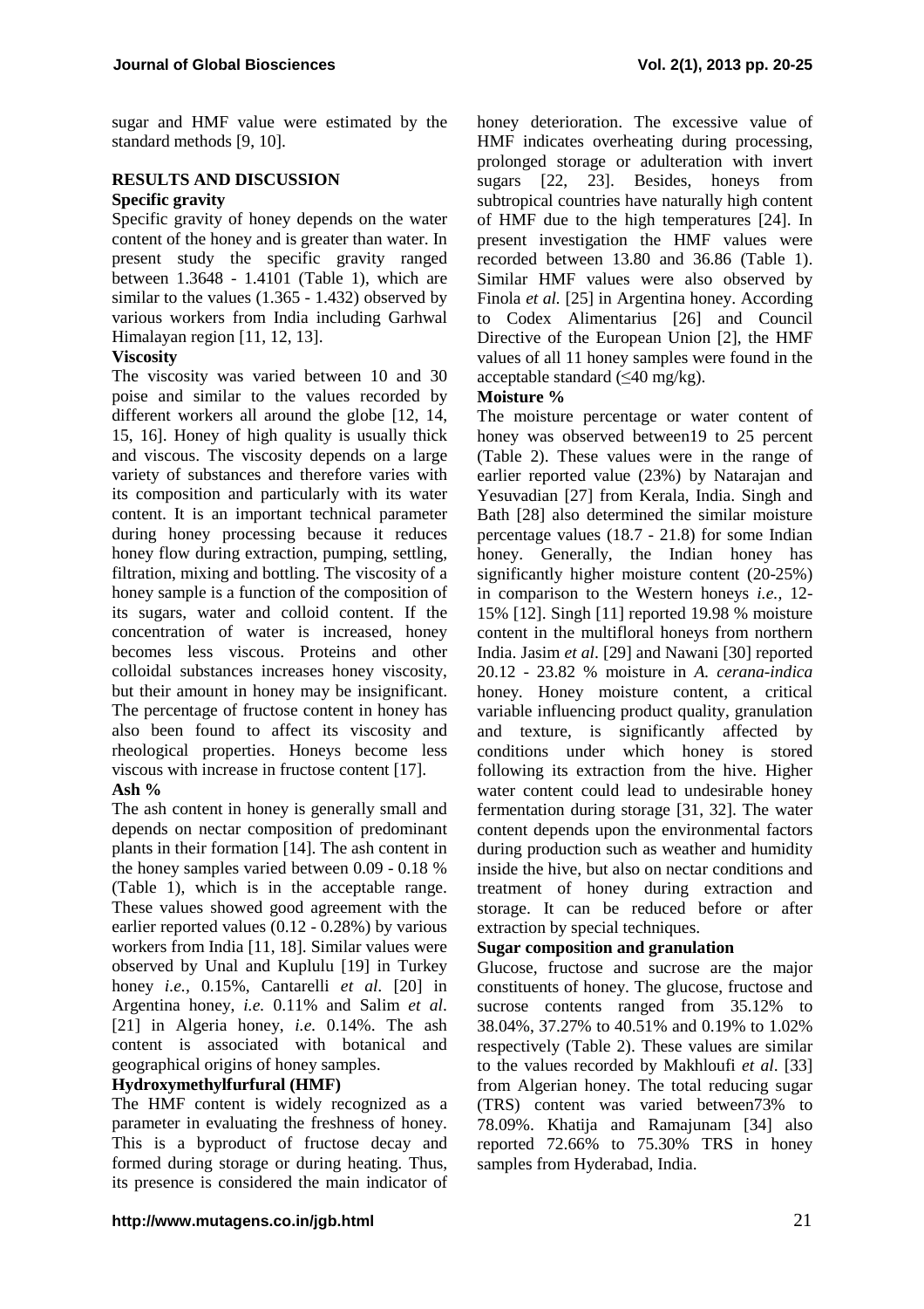sugar and HMF value were estimated by the standard methods [9, 10].

## RESULTS AND DISCUSSION

### Specific gravity

Specific gravity of honey depends on the water content of the honey and is greater than water. In present study the specific gravity ranged between 1.3648 - 1.4101 (Table 1), which are similar to the values (1.365 - 1.432) observed by various workers from India including Garhwal Himalayan region [11, 12, 13].

### Viscosity

The viscosity was varied between 10 and 30 poise and similar to the values recorded by different workers all around the globe [12, 14, 15, 16]. Honey of high quality is usually thick and viscous. The viscosity depends on a large variety of substances and therefore varies with its composition and particularly with its water content. It is an important technical parameter during honey processing because it reduces honey flow during extraction, pumping, settling, filtration, mixing and bottling. The viscosity of a honey sample is a function of the composition of its sugars, water and colloid content. If the concentration of water is increased, honey becomes less viscous. Proteins and other colloidal substances increases honey viscosity, but their amount in honey may be insignificant. The percentage of fructose content in honey has also been found to affect its viscosity and rheological properties. Honeys become less viscous with increase in fructose content [17].

### Ash %

The ash content in honey is generally small and depends on nectar composition of predominant plants in their formation [14]. The ash content in the honey samples varied between 0.09 - 0.18 % (Table 1), which is in the acceptable range. These values showed good agreement with the earlier reported values (0.12 - 0.28%) by various workers from India [11, 18]. Similar values were observed by Unal and Kuplulu [19] in Turkey honey *i.e.,* 0.15%, Cantarelli *et al*. [20] in Argentina honey, *i.e.* 0.11% and Salim *et al*. [21] in Algeria honey, *i.e.* 0.14%. The ash content is associated with botanical and geographical origins of honey samples.

### Hydroxymethylfurfural (HMF)

The HMF content is widely recognized as a parameter in evaluating the freshness of honey. This is a byproduct of fructose decay and formed during storage or during heating. Thus, its presence is considered the main indicator of honey deterioration. The excessive value of HMF indicates overheating during processing, prolonged storage or adulteration with invert sugars [22, 23]. Besides, honeys from subtropical countries have naturally high content of HMF due to the high temperatures [24]. In present investigation the HMF values were recorded between 13.80 and 36.86 (Table 1). Similar HMF values were also observed by Finola *et al.* [25] in Argentina honey. According to Codex Alimentarius [26] and Council Directive of the European Union [2], the HMF values of all 11 honey samples were found in the acceptable standard (≤40 mg/kg).

### Moisture %

The moisture percentage or water content of honey was observed between19 to 25 percent (Table 2). These values were in the range of earlier reported value (23%) by Natarajan and Yesuvadian [27] from Kerala, India. Singh and Bath [28] also determined the similar moisture percentage values (18.7 - 21.8) for some Indian honey. Generally, the Indian honey has significantly higher moisture content (20-25%) in comparison to the Western honeys *i.e.,* 12-15% [12]. Singh [11] reported 19.98 % moisture content in the multifloral honeys from northern India. Jasim *et al*. [29] and Nawani [30] reported 20.12 - 23.82 % moisture in *A. cerana-indica* honey. Honey moisture content, a critical variable influencing product quality, granulation and texture, is significantly affected by conditions under which honey is stored following its extraction from the hive. Higher water content could lead to undesirable honey fermentation during storage [31, 32]. The water content depends upon the environmental factors during production such as weather and humidity inside the hive, but also on nectar conditions and treatment of honey during extraction and storage. It can be reduced before or after extraction by special techniques.

### Sugar composition and granulation

Glucose, fructose and sucrose are the major constituents of honey. The glucose, fructose and sucrose contents ranged from 35.12% to 38.04%, 37.27% to 40.51% and 0.19% to 1.02% respectively (Table 2). These values are similar to the values recorded by Makhloufi *et al*. [33] from Algerian honey. The total reducing sugar (TRS) content was varied between73% to 78.09%. Khatija and Ramajunam [34] also reported 72.66% to 75.30% TRS in honey samples from Hyderabad, India.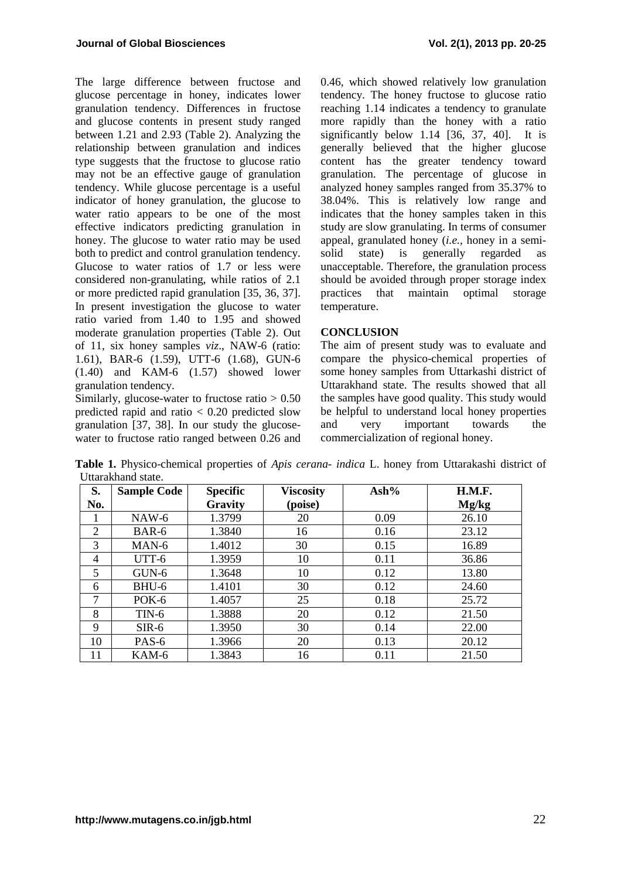The large difference between fructose and glucose percentage in honey, indicates lower granulation tendency. Differences in fructose and glucose contents in present study ranged between 1.21 and 2.93 (Table 2). Analyzing the relationship between granulation and indices type suggests that the fructose to glucose ratio may not be an effective gauge of granulation tendency. While glucose percentage is a useful indicator of honey granulation, the glucose to water ratio appears to be one of the most effective indicators predicting granulation in honey. The glucose to water ratio may be used both to predict and control granulation tendency. Glucose to water ratios of 1.7 or less were considered non-granulating, while ratios of 2.1 or more predicted rapid granulation [35, 36, 37]. In present investigation the glucose to water ratio varied from 1.40 to 1.95 and showed moderate granulation properties (Table 2). Out of 11, six honey samples *viz*., NAW-6 (ratio: 1.61), BAR-6 (1.59), UTT-6 (1.68), GUN-6 (1.40) and KAM-6 (1.57) showed lower granulation tendency.

Similarly, glucose-water to fructose ratio $> 0.50$ predicted rapid and ratio $< 0.20$ predicted slow granulation [37, 38]. In our study the glucose-water to fructose ratio ranged between 0.26 and 0.46, which showed relatively low granulation tendency. The honey fructose to glucose ratio reaching 1.14 indicates a tendency to granulate more rapidly than the honey with a ratio significantly below 1.14 [36, 37, 40]. It is generally believed that the higher glucose content has the greater tendency toward granulation. The percentage of glucose in analyzed honey samples ranged from 35.37% to 38.04%. This is relatively low range and indicates that the honey samples taken in this study are slow granulating. In terms of consumer appeal, granulated honey (*i.e.*, honey in a semi-solid state) is generally regarded as unacceptable. Therefore, the granulation process should be avoided through proper storage index practices that maintain optimal storage temperature.

## CONCLUSION

The aim of present study was to evaluate and compare the physico-chemical properties of some honey samples from Uttarkashi district of Uttarakhand state. The results showed that all the samples have good quality. This study would be helpful to understand local honey properties and very important towards the commercialization of regional honey.

**Table 1.** Physico-chemical properties of *Apis cerana- indica* L. honey from Uttarakashi district of Uttarakhand state.

| S. No. | Sample Code | Specific Gravity | Viscosity (poise) | Ash% | H.M.F. Mg/kg |
|---|---|---|---|---|---|
| 1 | NAW-6 | 1.3799 | 20 | 0.09 | 26.10 |
| 2 | BAR-6 | 1.3840 | 16 | 0.16 | 23.12 |
| 3 | MAN-6 | 1.4012 | 30 | 0.15 | 16.89 |
| 4 | UTT-6 | 1.3959 | 10 | 0.11 | 36.86 |
| 5 | GUN-6 | 1.3648 | 10 | 0.12 | 13.80 |
| 6 | BHU-6 | 1.4101 | 30 | 0.12 | 24.60 |
| 7 | POK-6 | 1.4057 | 25 | 0.18 | 25.72 |
| 8 | TIN-6 | 1.3888 | 20 | 0.12 | 21.50 |
| 9 | SIR-6 | 1.3950 | 30 | 0.14 | 22.00 |
| 10 | PAS-6 | 1.3966 | 20 | 0.13 | 20.12 |
| 11 | KAM-6 | 1.3843 | 16 | 0.11 | 21.50 |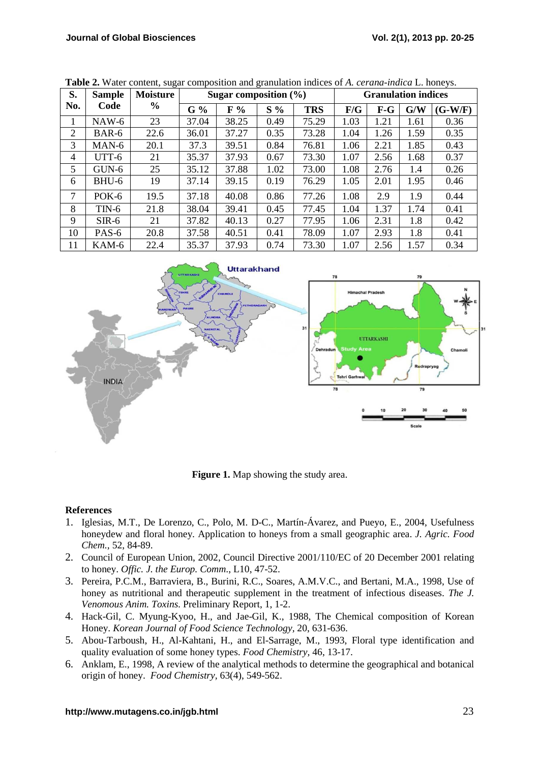**Table 2.** Water content, sugar composition and granulation indices of *A. cerana-indica* L. honeys.

| S. No. | Sample Code | Moisture % | Sugar composition (%) | | | | Granulation indices | | | |
|---|---|---|---|---|---|---|---|---|---|---|
| | | | G % | F % | S % | TRS | F/G | F-G | G/W | (G-W/F) |
| 1 | NAW-6 | 23 | 37.04 | 38.25 | 0.49 | 75.29 | 1.03 | 1.21 | 1.61 | 0.36 |
| 2 | BAR-6 | 22.6 | 36.01 | 37.27 | 0.35 | 73.28 | 1.04 | 1.26 | 1.59 | 0.35 |
| 3 | MAN-6 | 20.1 | 37.3 | 39.51 | 0.84 | 76.81 | 1.06 | 2.21 | 1.85 | 0.43 |
| 4 | UTT-6 | 21 | 35.37 | 37.93 | 0.67 | 73.30 | 1.07 | 2.56 | 1.68 | 0.37 |
| 5 | GUN-6 | 25 | 35.12 | 37.88 | 1.02 | 73.00 | 1.08 | 2.76 | 1.4 | 0.26 |
| 6 | BHU-6 | 19 | 37.14 | 39.15 | 0.19 | 76.29 | 1.05 | 2.01 | 1.95 | 0.46 |
| 7 | POK-6 | 19.5 | 37.18 | 40.08 | 0.86 | 77.26 | 1.08 | 2.9 | 1.9 | 0.44 |
| 8 | TIN-6 | 21.8 | 38.04 | 39.41 | 0.45 | 77.45 | 1.04 | 1.37 | 1.74 | 0.41 |
| 9 | SIR-6 | 21 | 37.82 | 40.13 | 0.27 | 77.95 | 1.06 | 2.31 | 1.8 | 0.42 |
| 10 | PAS-6 | 20.8 | 37.58 | 40.51 | 0.41 | 78.09 | 1.07 | 2.93 | 1.8 | 0.41 |
| 11 | KAM-6 | 22.4 | 35.37 | 37.93 | 0.74 | 73.30 | 1.07 | 2.56 | 1.57 | 0.34 |

**Figure 1.** Map showing the study area.

## References

1. Iglesias, M.T., De Lorenzo, C., Polo, M. D-C., Martín-Ávarez, and Pueyo, E., 2004, Usefulness honeydew and floral honey. Application to honeys from a small geographic area. *J. Agric. Food Chem.*, 52, 84-89.
2. Council of European Union, 2002, Council Directive 2001/110/EC of 20 December 2001 relating to honey. *Offic. J. the Europ. Comm.*, L10, 47-52.
3. Pereira, P.C.M., Barraviera, B., Burini, R.C., Soares, A.M.V.C., and Bertani, M.A., 1998, Use of honey as nutritional and therapeutic supplement in the treatment of infectious diseases. *The J. Venomous Anim. Toxins.* Preliminary Report, 1, 1-2.
4. Hack-Gil, C. Myung-Kyoo, H., and Jae-Gil, K., 1988, The Chemical composition of Korean Honey. *Korean Journal of Food Science Technology,* 20, 631-636.
5. Abou-Tarboush, H., Al-Kahtani, H., and El-Sarrage, M., 1993, Floral type identification and quality evaluation of some honey types. *Food Chemistry,* 46, 13-17.
6. Anklam, E., 1998, A review of the analytical methods to determine the geographical and botanical origin of honey. *Food Chemistry,* 63(4), 549-562.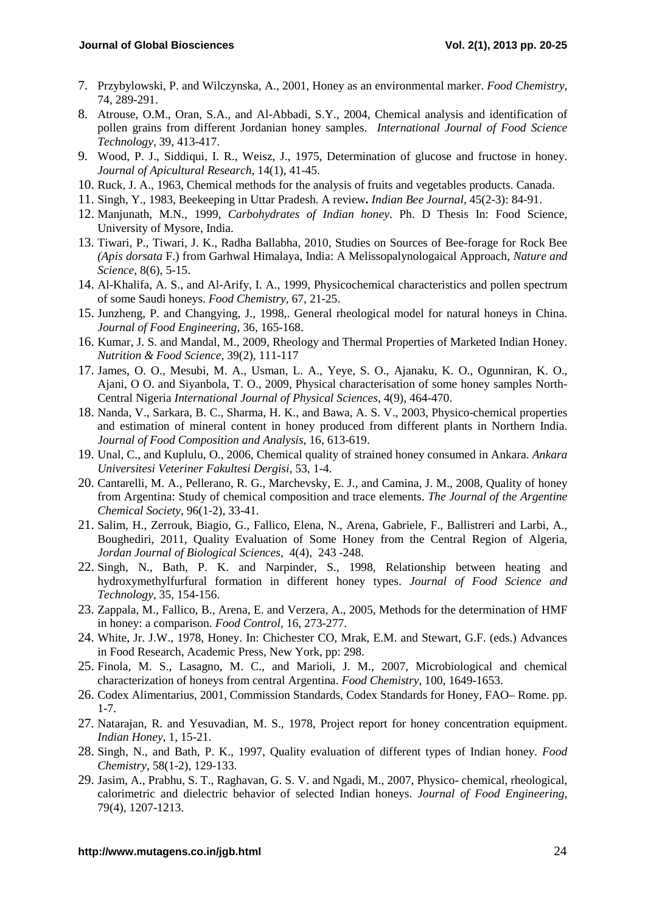7. Przybylowski, P. and Wilczynska, A., 2001, Honey as an environmental marker. *Food Chemistry*, 74, 289-291.
8. Atrouse, O.M., Oran, S.A., and Al-Abbadi, S.Y., 2004, Chemical analysis and identification of pollen grains from different Jordanian honey samples. *International Journal of Food Science Technology*, 39, 413-417.
9. Wood, P. J., Siddiqui, I. R., Weisz, J., 1975, Determination of glucose and fructose in honey. *Journal of Apicultural Research*, 14(1), 41-45.
10. Ruck, J. A., 1963, Chemical methods for the analysis of fruits and vegetables products. Canada.
11. Singh, Y., 1983, Beekeeping in Uttar Pradesh. A review**.** *Indian Bee Journal*, 45(2-3): 84-91.
12. Manjunath, M.N., 1999, *Carbohydrates of Indian honey*. Ph. D Thesis In: Food Science, University of Mysore, India.
13. Tiwari, P., Tiwari, J. K., Radha Ballabha, 2010, Studies on Sources of Bee-forage for Rock Bee *(Apis dorsata* F.) from Garhwal Himalaya, India: A Melissopalynologaical Approach, *Nature and Science*, 8(6), 5-15.
14. Al-Khalifa, A. S., and Al-Arify, I. A., 1999, Physicochemical characteristics and pollen spectrum of some Saudi honeys. *Food Chemistry*, 67, 21-25.
15. Junzheng, P. and Changying, J., 1998,. General rheological model for natural honeys in China. *Journal of Food Engineering*, 36, 165-168.
16. Kumar, J. S. and Mandal, M., 2009, Rheology and Thermal Properties of Marketed Indian Honey. *Nutrition & Food Science*, 39(2), 111-117
17. James, O. O., Mesubi, M. A., Usman, L. A., Yeye, S. O., Ajanaku, K. O., Ogunniran, K. O., Ajani, O O. and Siyanbola, T. O., 2009, Physical characterisation of some honey samples North-Central Nigeria *International Journal of Physical Sciences*, 4(9), 464-470.
18. Nanda, V., Sarkara, B. C., Sharma, H. K., and Bawa, A. S. V., 2003, Physico-chemical properties and estimation of mineral content in honey produced from different plants in Northern India. *Journal of Food Composition and Analysis*, 16, 613-619.
19. Unal, C., and Kuplulu, O., 2006, Chemical quality of strained honey consumed in Ankara. *Ankara Universitesi Veteriner Fakultesi Dergisi*, 53, 1-4.
20. Cantarelli, M. A., Pellerano, R. G., Marchevsky, E. J., and Camina, J. M., 2008, Quality of honey from Argentina: Study of chemical composition and trace elements. *The Journal of the Argentine Chemical Society*, 96(1-2), 33-41.
21. Salim, H., Zerrouk, Biagio, G., Fallico, Elena, N., Arena, Gabriele, F., Ballistreri and Larbi, A., Boughediri, 2011, Quality Evaluation of Some Honey from the Central Region of Algeria, *Jordan Journal of Biological Sciences*, 4(4), 243 -248.
22. Singh, N., Bath, P. K. and Narpinder, S., 1998, Relationship between heating and hydroxymethylfurfural formation in different honey types. *Journal of Food Science and Technology*, 35, 154-156.
23. Zappala, M., Fallico, B., Arena, E. and Verzera, A., 2005, Methods for the determination of HMF in honey: a comparison. *Food Control*, 16, 273-277.
24. White, Jr. J.W., 1978, Honey. In: Chichester CO, Mrak, E.M. and Stewart, G.F. (eds.) Advances in Food Research, Academic Press, New York, pp: 298.
25. Finola, M. S., Lasagno, M. C., and Marioli, J. M., 2007, Microbiological and chemical characterization of honeys from central Argentina. *Food Chemistry*, 100, 1649-1653.
26. Codex Alimentarius, 2001, Commission Standards, Codex Standards for Honey, FAO– Rome. pp. 1-7.
27. Natarajan, R. and Yesuvadian, M. S., 1978, Project report for honey concentration equipment. *Indian Honey*, 1, 15-21.
28. Singh, N., and Bath, P. K., 1997, Quality evaluation of different types of Indian honey. *Food Chemistry*, 58(1-2), 129-133.
29. Jasim, A., Prabhu, S. T., Raghavan, G. S. V. and Ngadi, M., 2007, Physico- chemical, rheological, calorimetric and dielectric behavior of selected Indian honeys. *Journal of Food Engineering*, 79(4), 1207-1213.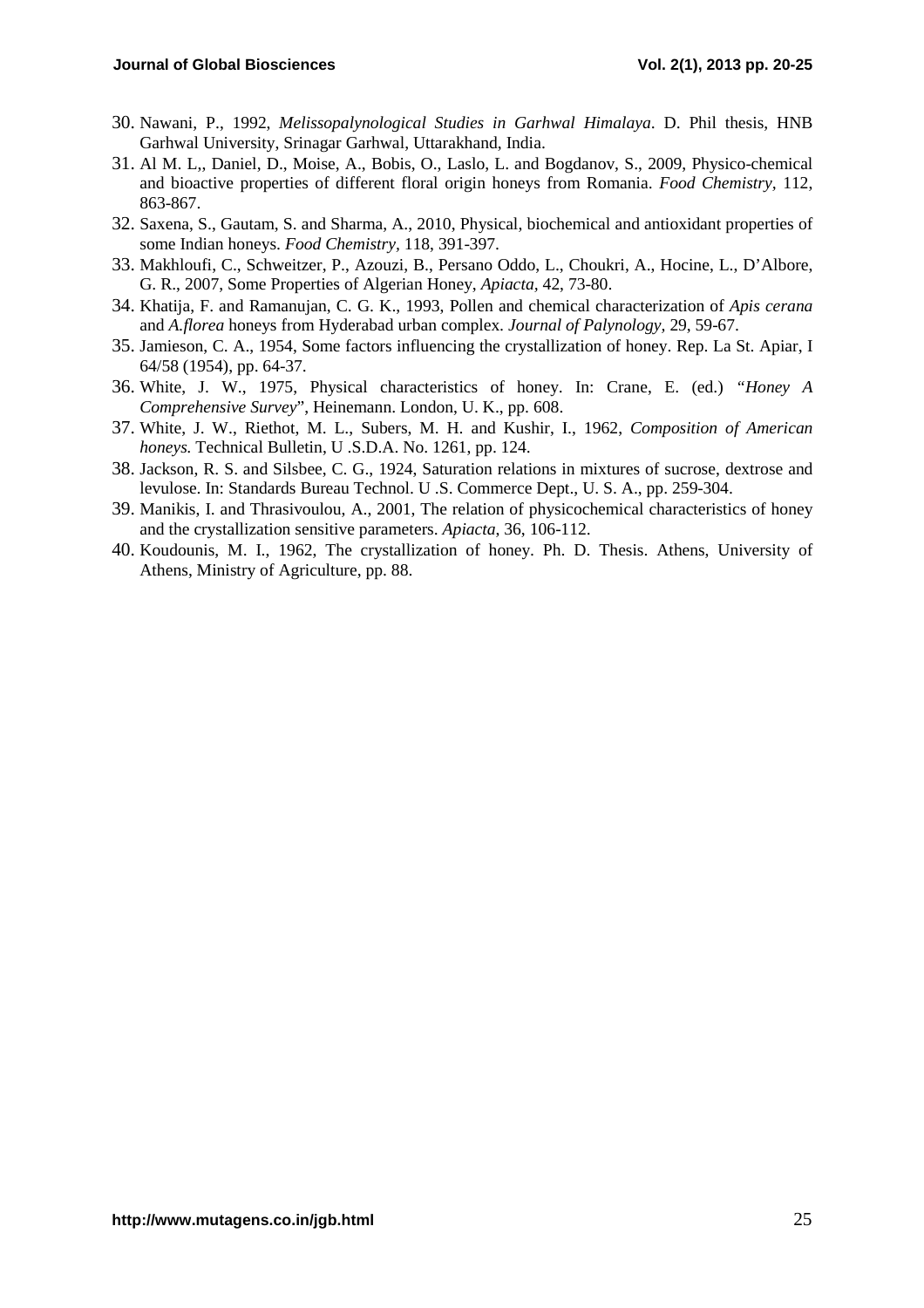30. Nawani, P., 1992, *Melissopalynological Studies in Garhwal Himalaya*. D. Phil thesis, HNB Garhwal University, Srinagar Garhwal, Uttarakhand, India.
31. Al M. L,, Daniel, D., Moise, A., Bobis, O., Laslo, L. and Bogdanov, S., 2009, Physico-chemical and bioactive properties of different floral origin honeys from Romania. *Food Chemistry*, 112, 863-867.
32. Saxena, S., Gautam, S. and Sharma, A., 2010, Physical, biochemical and antioxidant properties of some Indian honeys. *Food Chemistry*, 118, 391-397.
33. Makhloufi, C., Schweitzer, P., Azouzi, B., Persano Oddo, L., Choukri, A., Hocine, L., D'Albore, G. R., 2007, Some Properties of Algerian Honey, *Apiacta*, 42, 73-80.
34. Khatija, F. and Ramanujan, C. G. K., 1993, Pollen and chemical characterization of *Apis cerana* and *A.florea* honeys from Hyderabad urban complex. *Journal of Palynology*, 29, 59-67.
35. Jamieson, C. A., 1954, Some factors influencing the crystallization of honey. Rep. La St. Apiar, I 64/58 (1954), pp. 64-37.
36. White, J. W., 1975, Physical characteristics of honey. In: Crane, E. (ed.) "*Honey A Comprehensive Survey*", Heinemann. London, U. K., pp. 608.
37. White, J. W., Riethot, M. L., Subers, M. H. and Kushir, I., 1962, *Composition of American honeys.* Technical Bulletin, U .S.D.A. No. 1261, pp. 124.
38. Jackson, R. S. and Silsbee, C. G., 1924, Saturation relations in mixtures of sucrose, dextrose and levulose. In: Standards Bureau Technol. U .S. Commerce Dept., U. S. A., pp. 259-304.
39. Manikis, I. and Thrasivoulou, A., 2001, The relation of physicochemical characteristics of honey and the crystallization sensitive parameters. *Apiacta*, 36, 106-112.
40. Koudounis, M. I., 1962, The crystallization of honey. Ph. D. Thesis. Athens, University of Athens, Ministry of Agriculture, pp. 88.